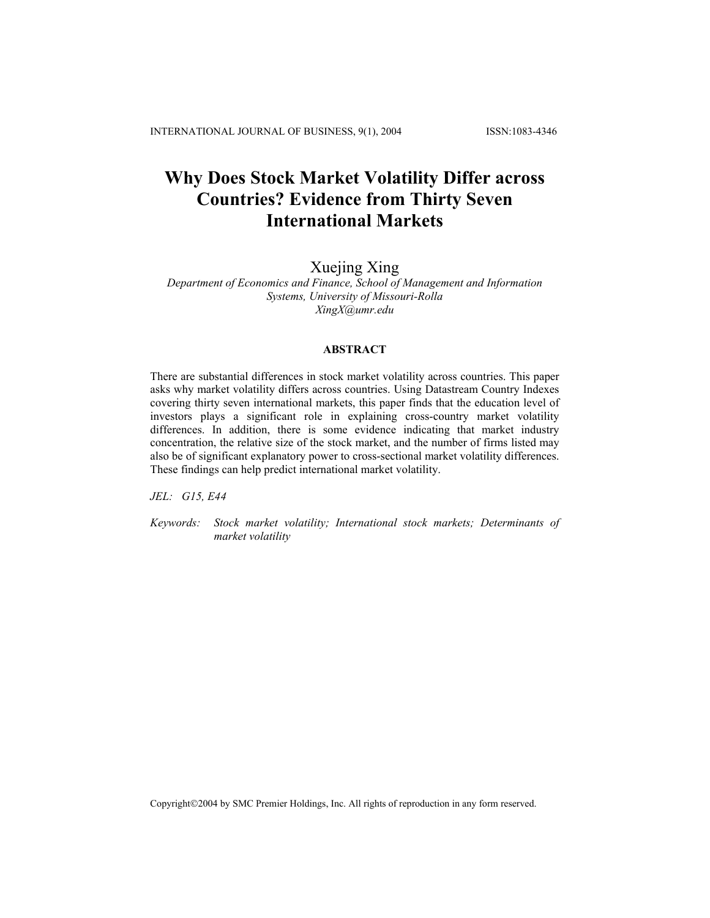# Why Does Stock Market Volatility Differ across Countries? Evidence from Thirty Seven International Markets

Xuejing Xing

*Department of Economics and Finance, School of Management and Information Systems, University of Missouri-Rolla*
*XingX@umr.edu*

### ABSTRACT

There are substantial differences in stock market volatility across countries. This paper asks why market volatility differs across countries. Using Datastream Country Indexes covering thirty seven international markets, this paper finds that the education level of investors plays a significant role in explaining cross-country market volatility differences. In addition, there is some evidence indicating that market industry concentration, the relative size of the stock market, and the number of firms listed may also be of significant explanatory power to cross-sectional market volatility differences. These findings can help predict international market volatility.

*JEL: G15, E44*

*Keywords: Stock market volatility; International stock markets; Determinants of market volatility*

Copyright©2004 by SMC Premier Holdings, Inc. All rights of reproduction in any form reserved.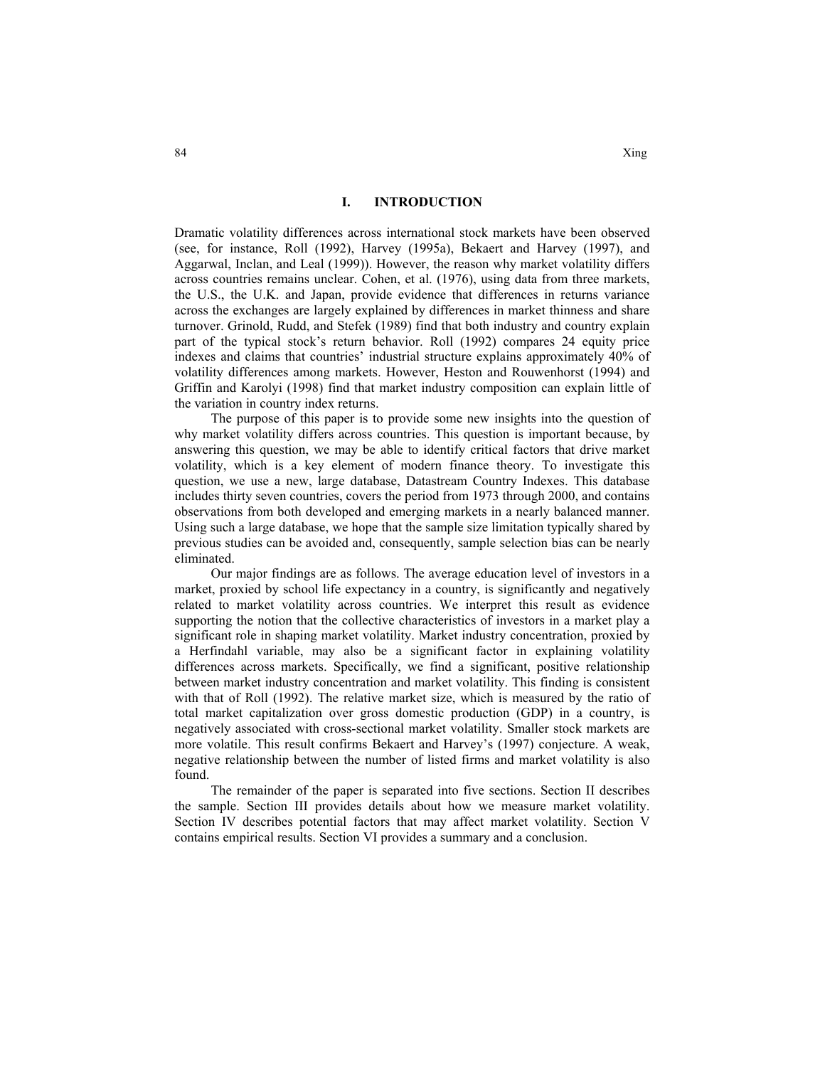## I. INTRODUCTION

Dramatic volatility differences across international stock markets have been observed (see, for instance, Roll (1992), Harvey (1995a), Bekaert and Harvey (1997), and Aggarwal, Inclan, and Leal (1999)). However, the reason why market volatility differs across countries remains unclear. Cohen, et al. (1976), using data from three markets, the U.S., the U.K. and Japan, provide evidence that differences in returns variance across the exchanges are largely explained by differences in market thinness and share turnover. Grinold, Rudd, and Stefek (1989) find that both industry and country explain part of the typical stock's return behavior. Roll (1992) compares 24 equity price indexes and claims that countries' industrial structure explains approximately 40% of volatility differences among markets. However, Heston and Rouwenhorst (1994) and Griffin and Karolyi (1998) find that market industry composition can explain little of the variation in country index returns.

The purpose of this paper is to provide some new insights into the question of why market volatility differs across countries. This question is important because, by answering this question, we may be able to identify critical factors that drive market volatility, which is a key element of modern finance theory. To investigate this question, we use a new, large database, Datastream Country Indexes. This database includes thirty seven countries, covers the period from 1973 through 2000, and contains observations from both developed and emerging markets in a nearly balanced manner. Using such a large database, we hope that the sample size limitation typically shared by previous studies can be avoided and, consequently, sample selection bias can be nearly eliminated.

Our major findings are as follows. The average education level of investors in a market, proxied by school life expectancy in a country, is significantly and negatively related to market volatility across countries. We interpret this result as evidence supporting the notion that the collective characteristics of investors in a market play a significant role in shaping market volatility. Market industry concentration, proxied by a Herfindahl variable, may also be a significant factor in explaining volatility differences across markets. Specifically, we find a significant, positive relationship between market industry concentration and market volatility. This finding is consistent with that of Roll (1992). The relative market size, which is measured by the ratio of total market capitalization over gross domestic production (GDP) in a country, is negatively associated with cross-sectional market volatility. Smaller stock markets are more volatile. This result confirms Bekaert and Harvey's (1997) conjecture. A weak, negative relationship between the number of listed firms and market volatility is also found.

The remainder of the paper is separated into five sections. Section II describes the sample. Section III provides details about how we measure market volatility. Section IV describes potential factors that may affect market volatility. Section V contains empirical results. Section VI provides a summary and a conclusion.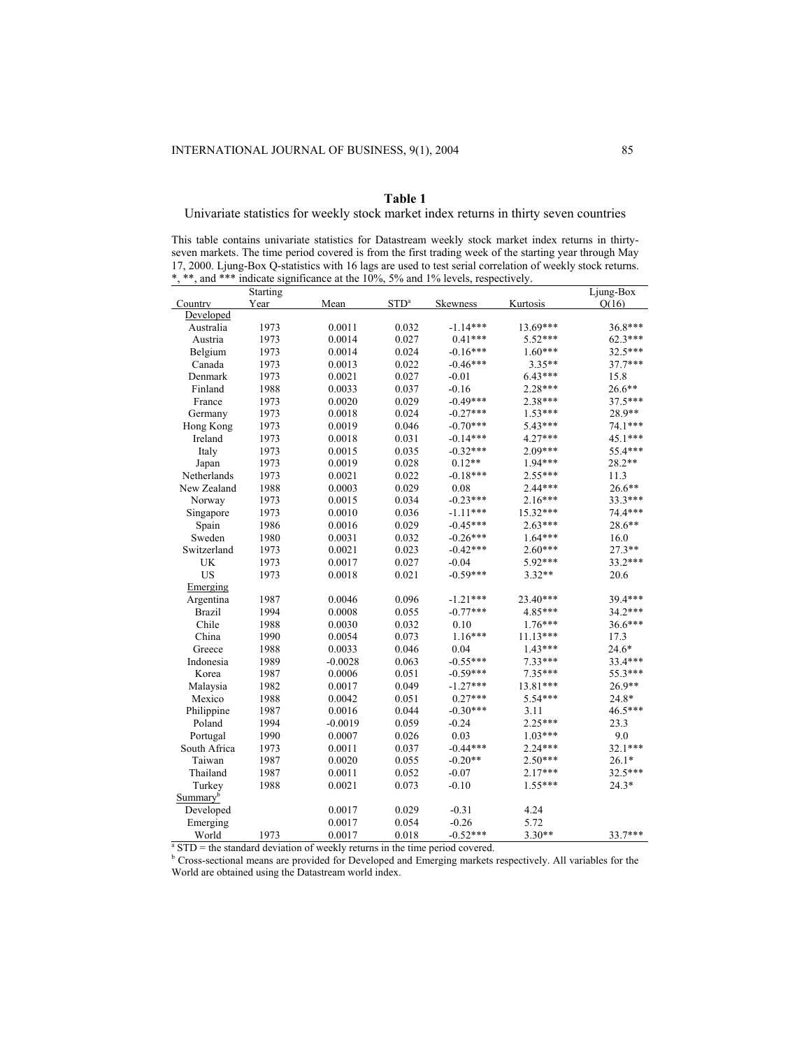**Table 1**

Univariate statistics for weekly stock market index returns in thirty seven countries

This table contains univariate statistics for Datastream weekly stock market index returns in thirty-seven markets. The time period covered is from the first trading week of the starting year through May 17, 2000. Ljung-Box Q-statistics with 16 lags are used to test serial correlation of weekly stock returns. *, **, and *** indicate significance at the 10%, 5% and 1% levels, respectively.

| Country | Starting Year | Mean | STD[a] | Skewness | Kurtosis | Ljung-Box Q(16) |
|---|---|---|---|---|---|---|
| Developed | | | | | | |
| Australia | 1973 | 0.0011 | 0.032 | -1.14*** | 13.69*** | 36.8*** |
| Austria | 1973 | 0.0014 | 0.027 | 0.41*** | 5.52*** | 62.3*** |
| Belgium | 1973 | 0.0014 | 0.024 | -0.16*** | 1.60*** | 32.5*** |
| Canada | 1973 | 0.0013 | 0.022 | -0.46*** | 3.35** | 37.7*** |
| Denmark | 1973 | 0.0021 | 0.027 | -0.01 | 6.43*** | 15.8 |
| Finland | 1988 | 0.0033 | 0.037 | -0.16 | 2.28*** | 26.6** |
| France | 1973 | 0.0020 | 0.029 | -0.49*** | 2.38*** | 37.5*** |
| Germany | 1973 | 0.0018 | 0.024 | -0.27*** | 1.53*** | 28.9** |
| Hong Kong | 1973 | 0.0019 | 0.046 | -0.70*** | 5.43*** | 74.1*** |
| Ireland | 1973 | 0.0018 | 0.031 | -0.14*** | 4.27*** | 45.1*** |
| Italy | 1973 | 0.0015 | 0.035 | -0.32*** | 2.09*** | 55.4*** |
| Japan | 1973 | 0.0019 | 0.028 | 0.12** | 1.94*** | 28.2** |
| Netherlands | 1973 | 0.0021 | 0.022 | -0.18*** | 2.55*** | 11.3 |
| New Zealand | 1988 | 0.0003 | 0.029 | 0.08 | 2.44*** | 26.6** |
| Norway | 1973 | 0.0015 | 0.034 | -0.23*** | 2.16*** | 33.3*** |
| Singapore | 1973 | 0.0010 | 0.036 | -1.11*** | 15.32*** | 74.4*** |
| Spain | 1986 | 0.0016 | 0.029 | -0.45*** | 2.63*** | 28.6** |
| Sweden | 1980 | 0.0031 | 0.032 | -0.26*** | 1.64*** | 16.0 |
| Switzerland | 1973 | 0.0021 | 0.023 | -0.42*** | 2.60*** | 27.3** |
| UK | 1973 | 0.0017 | 0.027 | -0.04 | 5.92*** | 33.2*** |
| US | 1973 | 0.0018 | 0.021 | -0.59*** | 3.32** | 20.6 |
| Emerging | | | | | | |
| Argentina | 1987 | 0.0046 | 0.096 | -1.21*** | 23.40*** | 39.4*** |
| Brazil | 1994 | 0.0008 | 0.055 | -0.77*** | 4.85*** | 34.2*** |
| Chile | 1988 | 0.0030 | 0.032 | 0.10 | 1.76*** | 36.6*** |
| China | 1990 | 0.0054 | 0.073 | 1.16*** | 11.13*** | 17.3 |
| Greece | 1988 | 0.0033 | 0.046 | 0.04 | 1.43*** | 24.6* |
| Indonesia | 1989 | -0.0028 | 0.063 | -0.55*** | 7.33*** | 33.4*** |
| Korea | 1987 | 0.0006 | 0.051 | -0.59*** | 7.35*** | 55.3*** |
| Malaysia | 1982 | 0.0017 | 0.049 | -1.27*** | 13.81*** | 26.9** |
| Mexico | 1988 | 0.0042 | 0.051 | 0.27*** | 5.54*** | 24.8* |
| Philippine | 1987 | 0.0016 | 0.044 | -0.30*** | 3.11 | 46.5*** |
| Poland | 1994 | -0.0019 | 0.059 | -0.24 | 2.25*** | 23.3 |
| Portugal | 1990 | 0.0007 | 0.026 | 0.03 | 1.03*** | 9.0 |
| South Africa | 1973 | 0.0011 | 0.037 | -0.44*** | 2.24*** | 32.1*** |
| Taiwan | 1987 | 0.0020 | 0.055 | -0.20** | 2.50*** | 26.1* |
| Thailand | 1987 | 0.0011 | 0.052 | -0.07 | 2.17*** | 32.5*** |
| Turkey | 1988 | 0.0021 | 0.073 | -0.10 | 1.55*** | 24.3* |
| Summary[b] | | | | | | |
| Developed | | 0.0017 | 0.029 | -0.31 | 4.24 | |
| Emerging | | 0.0017 | 0.054 | -0.26 | 5.72 | |
| World | 1973 | 0.0017 | 0.018 | -0.52*** | 3.30** | 33.7*** |

[a] STD = the standard deviation of weekly returns in the time period covered.

[b] Cross-sectional means are provided for Developed and Emerging markets respectively. All variables for the World are obtained using the Datastream world index.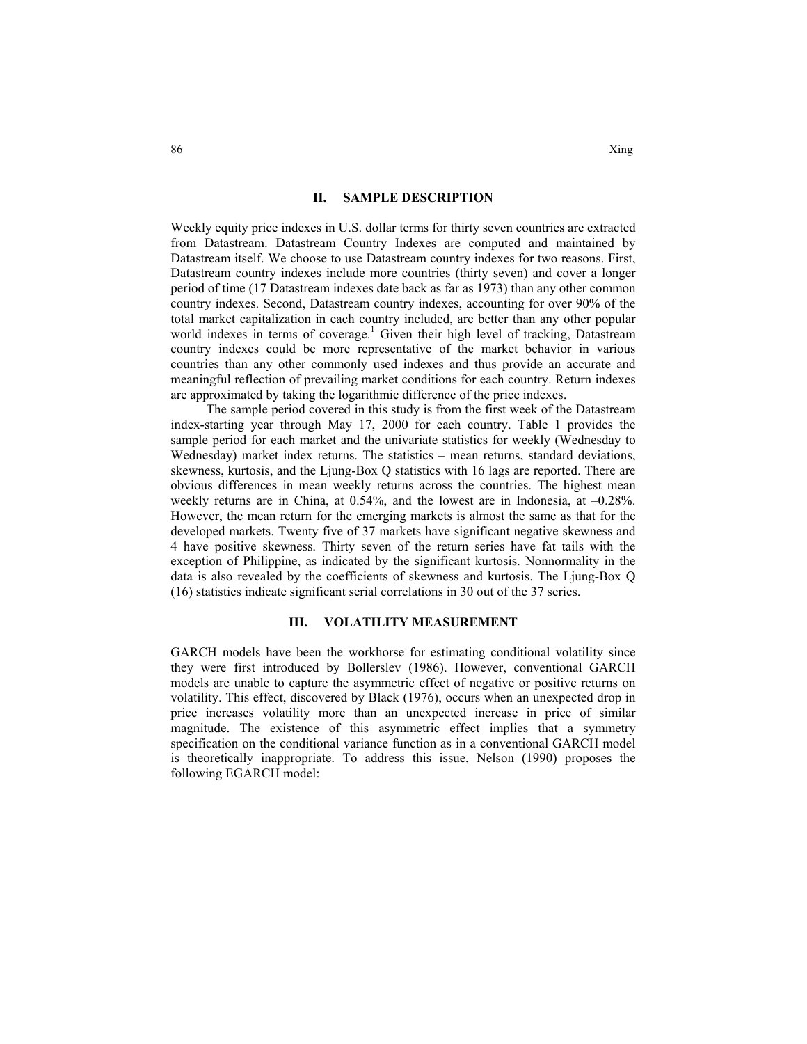## II. SAMPLE DESCRIPTION

Weekly equity price indexes in U.S. dollar terms for thirty seven countries are extracted from Datastream. Datastream Country Indexes are computed and maintained by Datastream itself. We choose to use Datastream country indexes for two reasons. First, Datastream country indexes include more countries (thirty seven) and cover a longer period of time (17 Datastream indexes date back as far as 1973) than any other common country indexes. Second, Datastream country indexes, accounting for over 90% of the total market capitalization in each country included, are better than any other popular world indexes in terms of coverage.[1] Given their high level of tracking, Datastream country indexes could be more representative of the market behavior in various countries than any other commonly used indexes and thus provide an accurate and meaningful reflection of prevailing market conditions for each country. Return indexes are approximated by taking the logarithmic difference of the price indexes.

The sample period covered in this study is from the first week of the Datastream index-starting year through May 17, 2000 for each country. Table 1 provides the sample period for each market and the univariate statistics for weekly (Wednesday to Wednesday) market index returns. The statistics – mean returns, standard deviations, skewness, kurtosis, and the Ljung-Box Q statistics with 16 lags are reported. There are obvious differences in mean weekly returns across the countries. The highest mean weekly returns are in China, at 0.54%, and the lowest are in Indonesia, at –0.28%. However, the mean return for the emerging markets is almost the same as that for the developed markets. Twenty five of 37 markets have significant negative skewness and 4 have positive skewness. Thirty seven of the return series have fat tails with the exception of Philippine, as indicated by the significant kurtosis. Nonnormality in the data is also revealed by the coefficients of skewness and kurtosis. The Ljung-Box Q (16) statistics indicate significant serial correlations in 30 out of the 37 series.

## III. VOLATILITY MEASUREMENT

GARCH models have been the workhorse for estimating conditional volatility since they were first introduced by Bollerslev (1986). However, conventional GARCH models are unable to capture the asymmetric effect of negative or positive returns on volatility. This effect, discovered by Black (1976), occurs when an unexpected drop in price increases volatility more than an unexpected increase in price of similar magnitude. The existence of this asymmetric effect implies that a symmetry specification on the conditional variance function as in a conventional GARCH model is theoretically inappropriate. To address this issue, Nelson (1990) proposes the following EGARCH model: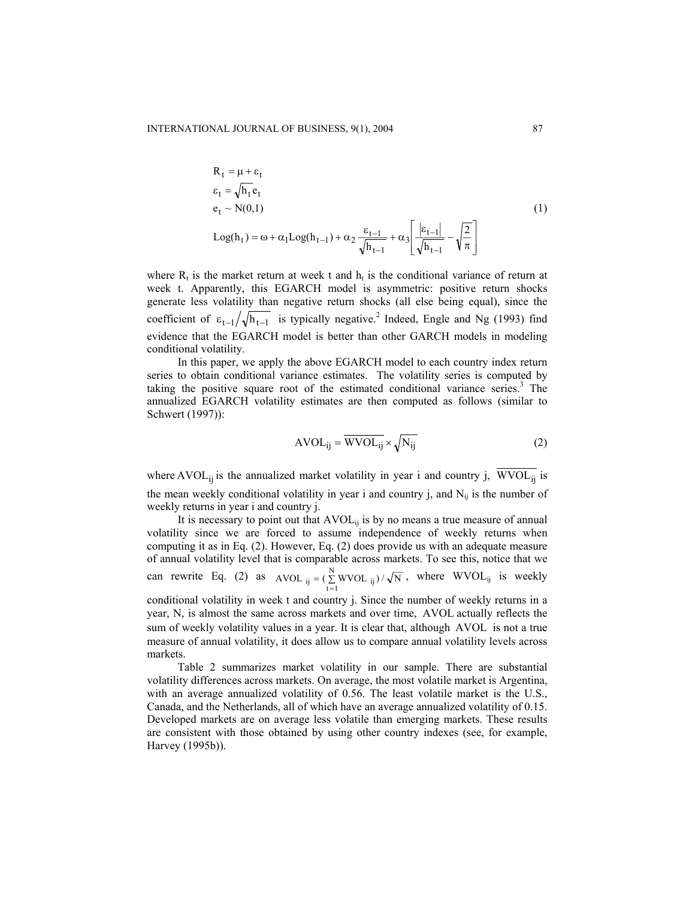$$
\begin{aligned}
&R_t = \mu + \varepsilon_t \\
&\varepsilon_t = \sqrt{h_t}\, e_t \\
&e_t \sim N(0,1) \\
&\text{Log}(h_t) = \omega + \alpha_1 \text{Log}(h_{t-1}) + \alpha_2 \frac{\varepsilon_{t-1}}{\sqrt{h_{t-1}}} + \alpha_3 \left[ \frac{|\varepsilon_{t-1}|}{\sqrt{h_{t-1}}} - \sqrt{\frac{2}{\pi}} \right]
\end{aligned}
\tag{1}
$$

where $R_t$ is the market return at week t and $h_t$ is the conditional variance of return at week t. Apparently, this EGARCH model is asymmetric: positive return shocks generate less volatility than negative return shocks (all else being equal), since the coefficient of $\varepsilon_{t-1}/\sqrt{h_{t-1}}$ is typically negative.[2] Indeed, Engle and Ng (1993) find evidence that the EGARCH model is better than other GARCH models in modeling conditional volatility.

In this paper, we apply the above EGARCH model to each country index return series to obtain conditional variance estimates. The volatility series is computed by taking the positive square root of the estimated conditional variance series.[3] The annualized EGARCH volatility estimates are then computed as follows (similar to Schwert (1997)):

$$
AVOL_{ij} = \overline{WVOL_{ij}} \times \sqrt{N_{ij}} \tag{2}
$$

where $AVOL_{ij}$ is the annualized market volatility in year i and country j, $\overline{WVOL_{ij}}$ is the mean weekly conditional volatility in year i and country j, and $N_{ij}$ is the number of weekly returns in year i and country j.

It is necessary to point out that $AVOL_{ij}$ is by no means a true measure of annual volatility since we are forced to assume independence of weekly returns when computing it as in Eq. (2). However, Eq. (2) does provide us with an adequate measure of annual volatility level that is comparable across markets. To see this, notice that we can rewrite Eq. (2) as $AVOL_{ij} = (\sum_{t=1}^{N} WVOL_{ij}) / \sqrt{N}$, where $WVOL_{ij}$ is weekly conditional volatility in week t and country j. Since the number of weekly returns in a year, N, is almost the same across markets and over time, AVOL actually reflects the sum of weekly volatility values in a year. It is clear that, although AVOL is not a true measure of annual volatility, it does allow us to compare annual volatility levels across markets.

Table 2 summarizes market volatility in our sample. There are substantial volatility differences across markets. On average, the most volatile market is Argentina, with an average annualized volatility of 0.56. The least volatile market is the U.S., Canada, and the Netherlands, all of which have an average annualized volatility of 0.15. Developed markets are on average less volatile than emerging markets. These results are consistent with those obtained by using other country indexes (see, for example, Harvey (1995b)).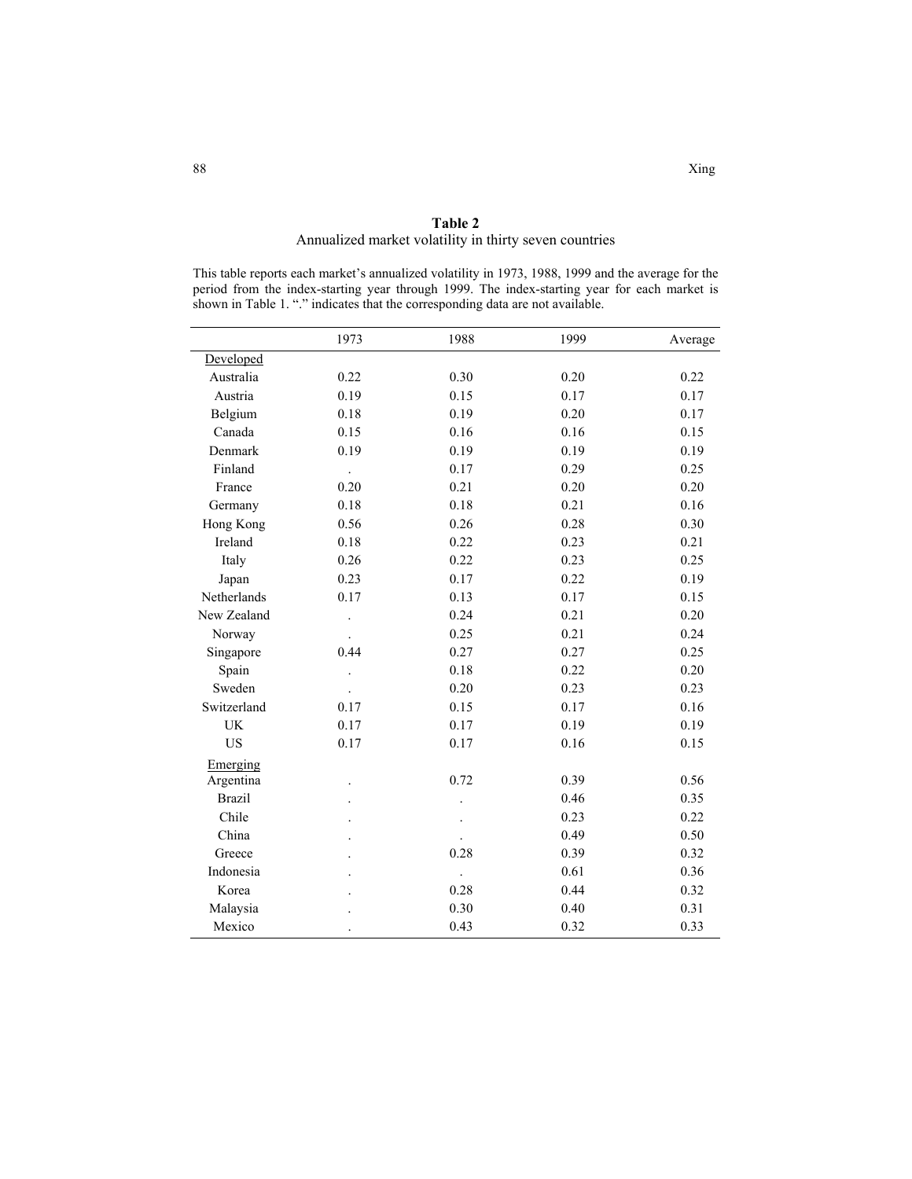**Table 2**
Annualized market volatility in thirty seven countries

This table reports each market's annualized volatility in 1973, 1988, 1999 and the average for the period from the index-starting year through 1999. The index-starting year for each market is shown in Table 1. "." indicates that the corresponding data are not available.

| | 1973 | 1988 | 1999 | Average |
|---|---|---|---|---|
| Developed | | | | |
| Australia | 0.22 | 0.30 | 0.20 | 0.22 |
| Austria | 0.19 | 0.15 | 0.17 | 0.17 |
| Belgium | 0.18 | 0.19 | 0.20 | 0.17 |
| Canada | 0.15 | 0.16 | 0.16 | 0.15 |
| Denmark | 0.19 | 0.19 | 0.19 | 0.19 |
| Finland | . | 0.17 | 0.29 | 0.25 |
| France | 0.20 | 0.21 | 0.20 | 0.20 |
| Germany | 0.18 | 0.18 | 0.21 | 0.16 |
| Hong Kong | 0.56 | 0.26 | 0.28 | 0.30 |
| Ireland | 0.18 | 0.22 | 0.23 | 0.21 |
| Italy | 0.26 | 0.22 | 0.23 | 0.25 |
| Japan | 0.23 | 0.17 | 0.22 | 0.19 |
| Netherlands | 0.17 | 0.13 | 0.17 | 0.15 |
| New Zealand | . | 0.24 | 0.21 | 0.20 |
| Norway | . | 0.25 | 0.21 | 0.24 |
| Singapore | 0.44 | 0.27 | 0.27 | 0.25 |
| Spain | . | 0.18 | 0.22 | 0.20 |
| Sweden | . | 0.20 | 0.23 | 0.23 |
| Switzerland | 0.17 | 0.15 | 0.17 | 0.16 |
| UK | 0.17 | 0.17 | 0.19 | 0.19 |
| US | 0.17 | 0.17 | 0.16 | 0.15 |
| Emerging | | | | |
| Argentina | . | 0.72 | 0.39 | 0.56 |
| Brazil | . | . | 0.46 | 0.35 |
| Chile | . | . | 0.23 | 0.22 |
| China | . | . | 0.49 | 0.50 |
| Greece | . | 0.28 | 0.39 | 0.32 |
| Indonesia | . | . | 0.61 | 0.36 |
| Korea | . | 0.28 | 0.44 | 0.32 |
| Malaysia | . | 0.30 | 0.40 | 0.31 |
| Mexico | . | 0.43 | 0.32 | 0.33 |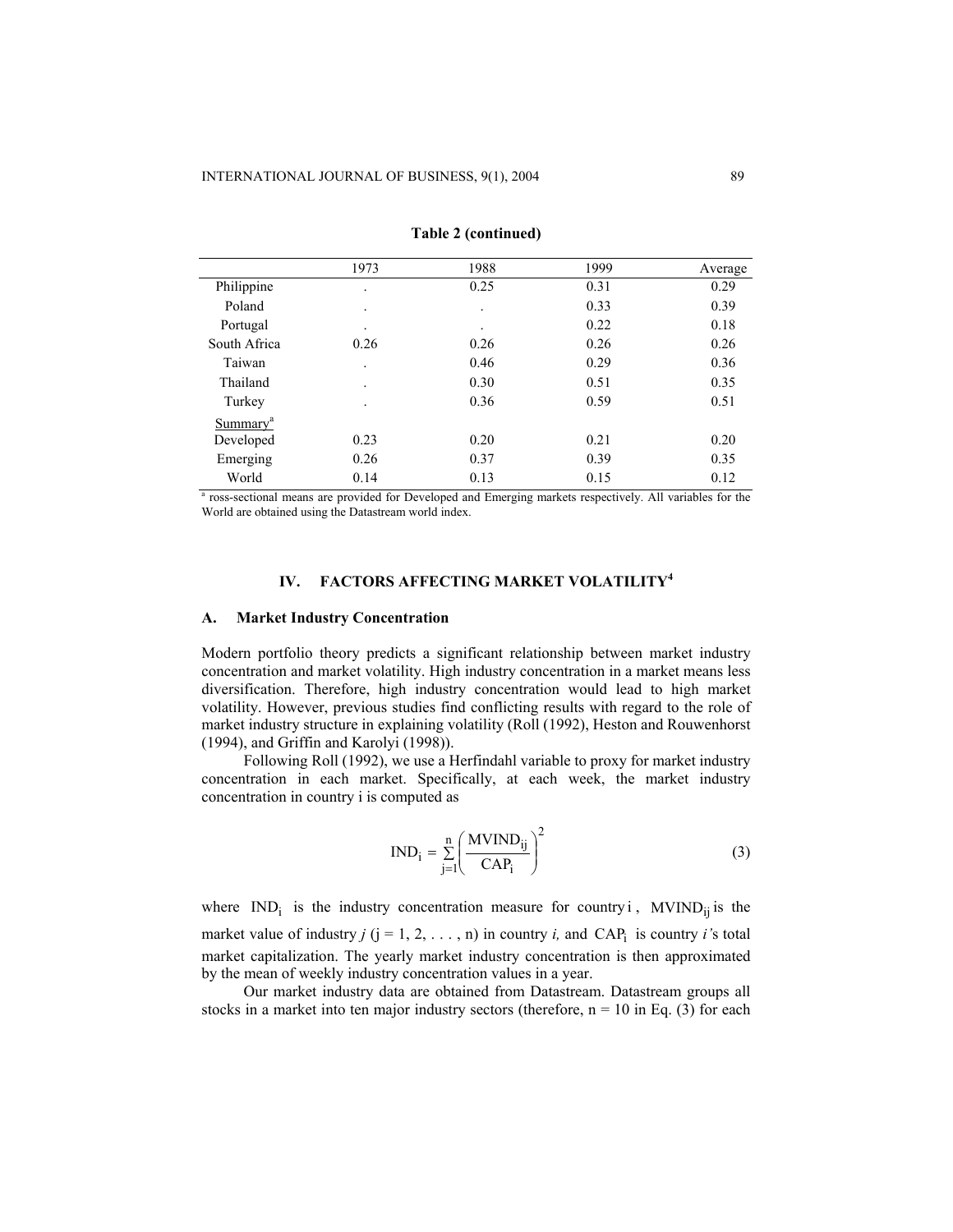**Table 2 (continued)**

| | 1973 | 1988 | 1999 | Average |
|---|---|---|---|---|
| Philippine | . | 0.25 | 0.31 | 0.29 |
| Poland | . | . | 0.33 | 0.39 |
| Portugal | . | . | 0.22 | 0.18 |
| South Africa | 0.26 | 0.26 | 0.26 | 0.26 |
| Taiwan | . | 0.46 | 0.29 | 0.36 |
| Thailand | . | 0.30 | 0.51 | 0.35 |
| Turkey | . | 0.36 | 0.59 | 0.51 |
| Summary[a] | | | | |
| Developed | 0.23 | 0.20 | 0.21 | 0.20 |
| Emerging | 0.26 | 0.37 | 0.39 | 0.35 |
| World | 0.14 | 0.13 | 0.15 | 0.12 |

[a] ross-sectional means are provided for Developed and Emerging markets respectively. All variables for the World are obtained using the Datastream world index.

## IV. FACTORS AFFECTING MARKET VOLATILITY[4]

### A. Market Industry Concentration

Modern portfolio theory predicts a significant relationship between market industry concentration and market volatility. High industry concentration in a market means less diversification. Therefore, high industry concentration would lead to high market volatility. However, previous studies find conflicting results with regard to the role of market industry structure in explaining volatility (Roll (1992), Heston and Rouwenhorst (1994), and Griffin and Karolyi (1998)).

Following Roll (1992), we use a Herfindahl variable to proxy for market industry concentration in each market. Specifically, at each week, the market industry concentration in country i is computed as

$$\text{IND}_i = \sum_{j=1}^{n} \left( \frac{\text{MVIND}_{ij}}{\text{CAP}_i} \right)^2 \tag{3}$$

where $\text{IND}_i$ is the industry concentration measure for country $i$, $\text{MVIND}_{ij}$ is the market value of industry $j$ ($j = 1, 2, \ldots, n$) in country $i$, and $\text{CAP}_i$ is country $i$'s total market capitalization. The yearly market industry concentration is then approximated by the mean of weekly industry concentration values in a year.

Our market industry data are obtained from Datastream. Datastream groups all stocks in a market into ten major industry sectors (therefore, $n = 10$ in Eq. (3) for each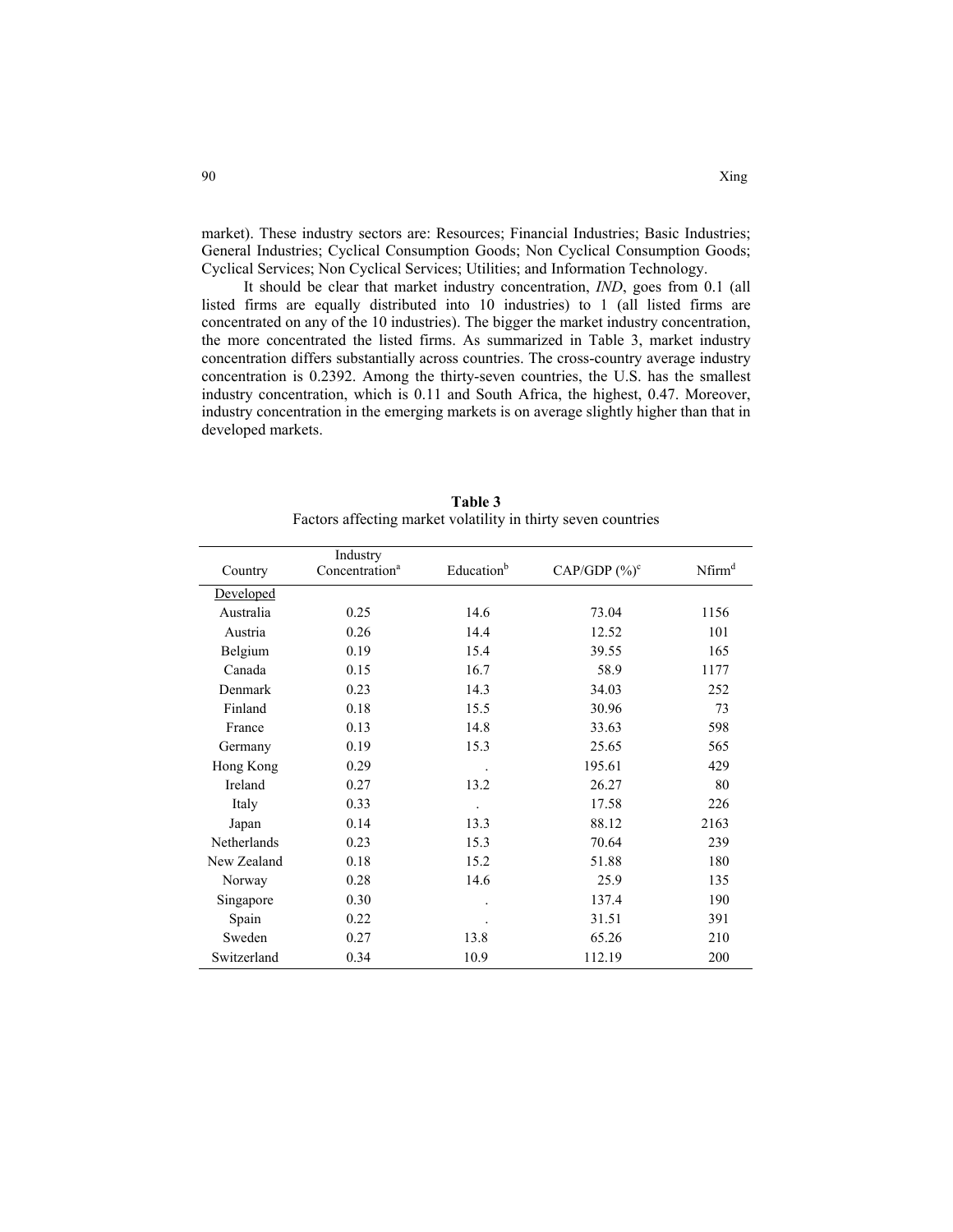market). These industry sectors are: Resources; Financial Industries; Basic Industries; General Industries; Cyclical Consumption Goods; Non Cyclical Consumption Goods; Cyclical Services; Non Cyclical Services; Utilities; and Information Technology.

It should be clear that market industry concentration, *IND*, goes from 0.1 (all listed firms are equally distributed into 10 industries) to 1 (all listed firms are concentrated on any of the 10 industries). The bigger the market industry concentration, the more concentrated the listed firms. As summarized in Table 3, market industry concentration differs substantially across countries. The cross-country average industry concentration is 0.2392. Among the thirty-seven countries, the U.S. has the smallest industry concentration, which is 0.11 and South Africa, the highest, 0.47. Moreover, industry concentration in the emerging markets is on average slightly higher than that in developed markets.

**Table 3**
Factors affecting market volatility in thirty seven countries

| Country | Industry Concentration[a] | Education[b] | CAP/GDP (%)[c] | Nfirm[d] |
|---|---|---|---|---|
| Developed | | | | |
| Australia | 0.25 | 14.6 | 73.04 | 1156 |
| Austria | 0.26 | 14.4 | 12.52 | 101 |
| Belgium | 0.19 | 15.4 | 39.55 | 165 |
| Canada | 0.15 | 16.7 | 58.9 | 1177 |
| Denmark | 0.23 | 14.3 | 34.03 | 252 |
| Finland | 0.18 | 15.5 | 30.96 | 73 |
| France | 0.13 | 14.8 | 33.63 | 598 |
| Germany | 0.19 | 15.3 | 25.65 | 565 |
| Hong Kong | 0.29 | . | 195.61 | 429 |
| Ireland | 0.27 | 13.2 | 26.27 | 80 |
| Italy | 0.33 | . | 17.58 | 226 |
| Japan | 0.14 | 13.3 | 88.12 | 2163 |
| Netherlands | 0.23 | 15.3 | 70.64 | 239 |
| New Zealand | 0.18 | 15.2 | 51.88 | 180 |
| Norway | 0.28 | 14.6 | 25.9 | 135 |
| Singapore | 0.30 | . | 137.4 | 190 |
| Spain | 0.22 | . | 31.51 | 391 |
| Sweden | 0.27 | 13.8 | 65.26 | 210 |
| Switzerland | 0.34 | 10.9 | 112.19 | 200 |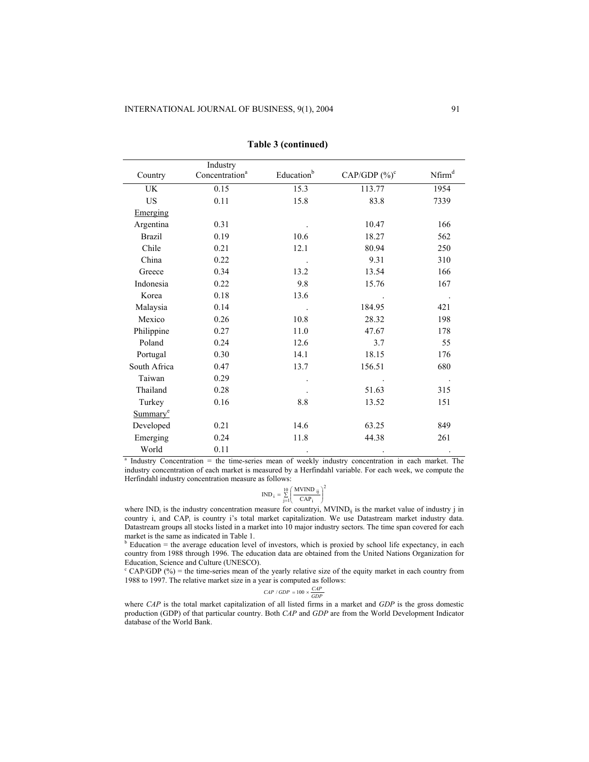**Table 3 (continued)**

| Country | Industry Concentration[a] | Education[b] | CAP/GDP (%)[c] | Nfirm[d] |
|---|---|---|---|---|
| UK | 0.15 | 15.3 | 113.77 | 1954 |
| US | 0.11 | 15.8 | 83.8 | 7339 |
| Emerging | | | | |
| Argentina | 0.31 | . | 10.47 | 166 |
| Brazil | 0.19 | 10.6 | 18.27 | 562 |
| Chile | 0.21 | 12.1 | 80.94 | 250 |
| China | 0.22 | . | 9.31 | 310 |
| Greece | 0.34 | 13.2 | 13.54 | 166 |
| Indonesia | 0.22 | 9.8 | 15.76 | 167 |
| Korea | 0.18 | 13.6 | . | . |
| Malaysia | 0.14 | . | 184.95 | 421 |
| Mexico | 0.26 | 10.8 | 28.32 | 198 |
| Philippine | 0.27 | 11.0 | 47.67 | 178 |
| Poland | 0.24 | 12.6 | 3.7 | 55 |
| Portugal | 0.30 | 14.1 | 18.15 | 176 |
| South Africa | 0.47 | 13.7 | 156.51 | 680 |
| Taiwan | 0.29 | . | . | . |
| Thailand | 0.28 | . | 51.63 | 315 |
| Turkey | 0.16 | 8.8 | 13.52 | 151 |
| Summary[e] | | | | |
| Developed | 0.21 | 14.6 | 63.25 | 849 |
| Emerging | 0.24 | 11.8 | 44.38 | 261 |
| World | 0.11 | . | . | . |

[a] Industry Concentration = the time-series mean of weekly industry concentration in each market. The industry concentration of each market is measured by a Herfindahl variable. For each week, we compute the Herfindahl industry concentration measure as follows:

$$\text{IND}_i = \sum_{j=1}^{10} \left( \frac{\text{MVIND}_{ij}}{\text{CAP}_i} \right)^2$$

where $\text{IND}_i$ is the industry concentration measure for countryi, $\text{MVIND}_{ij}$ is the market value of industry j in country i, and $\text{CAP}_i$ is country i's total market capitalization. We use Datastream market industry data. Datastream groups all stocks listed in a market into 10 major industry sectors. The time span covered for each market is the same as indicated in Table 1.

[b] Education = the average education level of investors, which is proxied by school life expectancy, in each country from 1988 through 1996. The education data are obtained from the United Nations Organization for Education, Science and Culture (UNESCO).

[c] CAP/GDP (%) = the time-series mean of the yearly relative size of the equity market in each country from 1988 to 1997. The relative market size in a year is computed as follows:

$$CAP \ / \ GDP = 100 \times \frac{CAP}{GDP}$$

where *CAP* is the total market capitalization of all listed firms in a market and *GDP* is the gross domestic production (GDP) of that particular country. Both *CAP* and *GDP* are from the World Development Indicator database of the World Bank.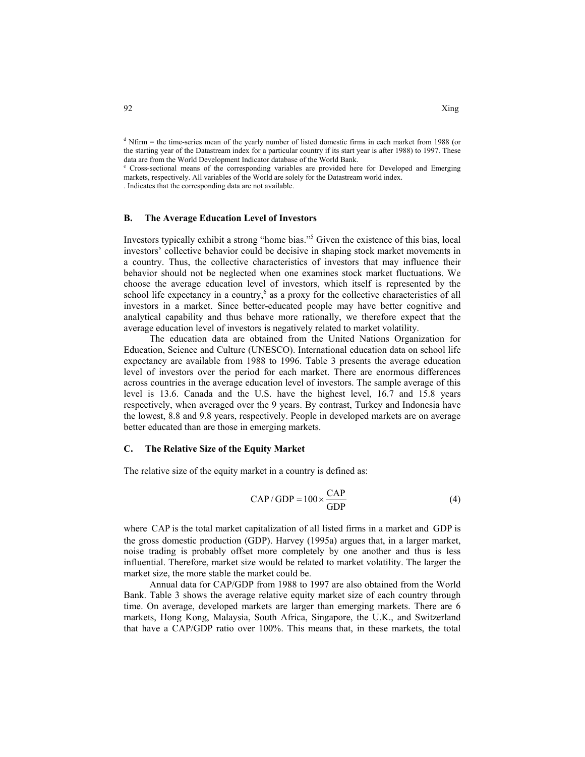[d] Nfirm = the time-series mean of the yearly number of listed domestic firms in each market from 1988 (or the starting year of the Datastream index for a particular country if its start year is after 1988) to 1997. These data are from the World Development Indicator database of the World Bank.

[e] Cross-sectional means of the corresponding variables are provided here for Developed and Emerging markets, respectively. All variables of the World are solely for the Datastream world index.

. Indicates that the corresponding data are not available.

### B. The Average Education Level of Investors

Investors typically exhibit a strong "home bias."[5] Given the existence of this bias, local investors' collective behavior could be decisive in shaping stock market movements in a country. Thus, the collective characteristics of investors that may influence their behavior should not be neglected when one examines stock market fluctuations. We choose the average education level of investors, which itself is represented by the school life expectancy in a country,[6] as a proxy for the collective characteristics of all investors in a market. Since better-educated people may have better cognitive and analytical capability and thus behave more rationally, we therefore expect that the average education level of investors is negatively related to market volatility.

The education data are obtained from the United Nations Organization for Education, Science and Culture (UNESCO). International education data on school life expectancy are available from 1988 to 1996. Table 3 presents the average education level of investors over the period for each market. There are enormous differences across countries in the average education level of investors. The sample average of this level is 13.6. Canada and the U.S. have the highest level, 16.7 and 15.8 years respectively, when averaged over the 9 years. By contrast, Turkey and Indonesia have the lowest, 8.8 and 9.8 years, respectively. People in developed markets are on average better educated than are those in emerging markets.

### C. The Relative Size of the Equity Market

The relative size of the equity market in a country is defined as:

$$\mathrm{CAP}/\mathrm{GDP} = 100 \times \frac{\mathrm{CAP}}{\mathrm{GDP}} \tag{4}$$

where CAP is the total market capitalization of all listed firms in a market and GDP is the gross domestic production (GDP). Harvey (1995a) argues that, in a larger market, noise trading is probably offset more completely by one another and thus is less influential. Therefore, market size would be related to market volatility. The larger the market size, the more stable the market could be.

Annual data for CAP/GDP from 1988 to 1997 are also obtained from the World Bank. Table 3 shows the average relative equity market size of each country through time. On average, developed markets are larger than emerging markets. There are 6 markets, Hong Kong, Malaysia, South Africa, Singapore, the U.K., and Switzerland that have a CAP/GDP ratio over 100%. This means that, in these markets, the total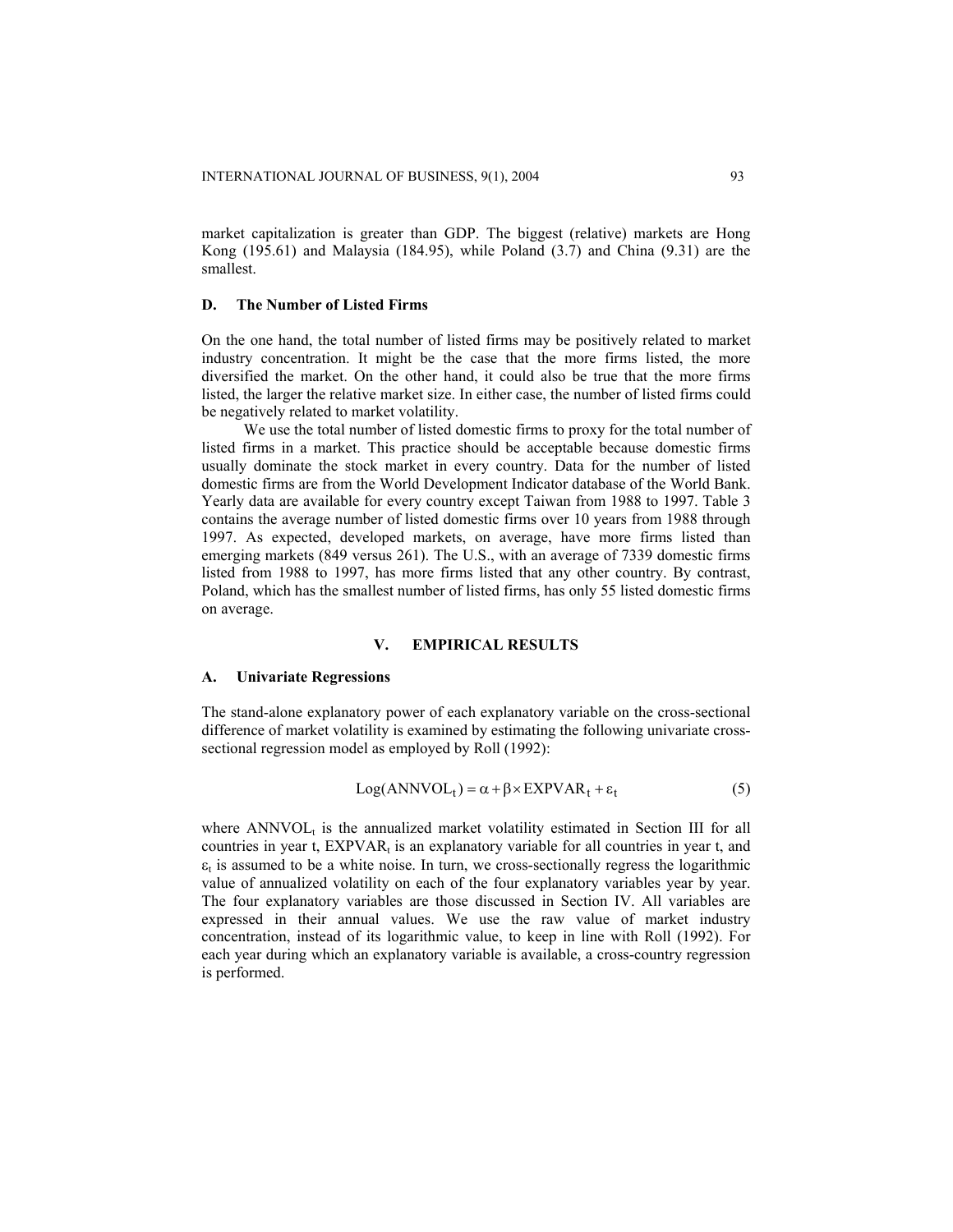market capitalization is greater than GDP. The biggest (relative) markets are Hong Kong (195.61) and Malaysia (184.95), while Poland (3.7) and China (9.31) are the smallest.

### D. The Number of Listed Firms

On the one hand, the total number of listed firms may be positively related to market industry concentration. It might be the case that the more firms listed, the more diversified the market. On the other hand, it could also be true that the more firms listed, the larger the relative market size. In either case, the number of listed firms could be negatively related to market volatility.

We use the total number of listed domestic firms to proxy for the total number of listed firms in a market. This practice should be acceptable because domestic firms usually dominate the stock market in every country. Data for the number of listed domestic firms are from the World Development Indicator database of the World Bank. Yearly data are available for every country except Taiwan from 1988 to 1997. Table 3 contains the average number of listed domestic firms over 10 years from 1988 through 1997. As expected, developed markets, on average, have more firms listed than emerging markets (849 versus 261). The U.S., with an average of 7339 domestic firms listed from 1988 to 1997, has more firms listed that any other country. By contrast, Poland, which has the smallest number of listed firms, has only 55 listed domestic firms on average.

## V. EMPIRICAL RESULTS

### A. Univariate Regressions

The stand-alone explanatory power of each explanatory variable on the cross-sectional difference of market volatility is examined by estimating the following univariate cross-sectional regression model as employed by Roll (1992):

$$\text{Log}(\text{ANNVOL}_t) = \alpha + \beta \times \text{EXPVAR}_t + \varepsilon_t \tag{5}$$

where $\text{ANNVOL}_t$ is the annualized market volatility estimated in Section III for all countries in year t, $\text{EXPVAR}_t$ is an explanatory variable for all countries in year t, and $\varepsilon_t$ is assumed to be a white noise. In turn, we cross-sectionally regress the logarithmic value of annualized volatility on each of the four explanatory variables year by year. The four explanatory variables are those discussed in Section IV. All variables are expressed in their annual values. We use the raw value of market industry concentration, instead of its logarithmic value, to keep in line with Roll (1992). For each year during which an explanatory variable is available, a cross-country regression is performed.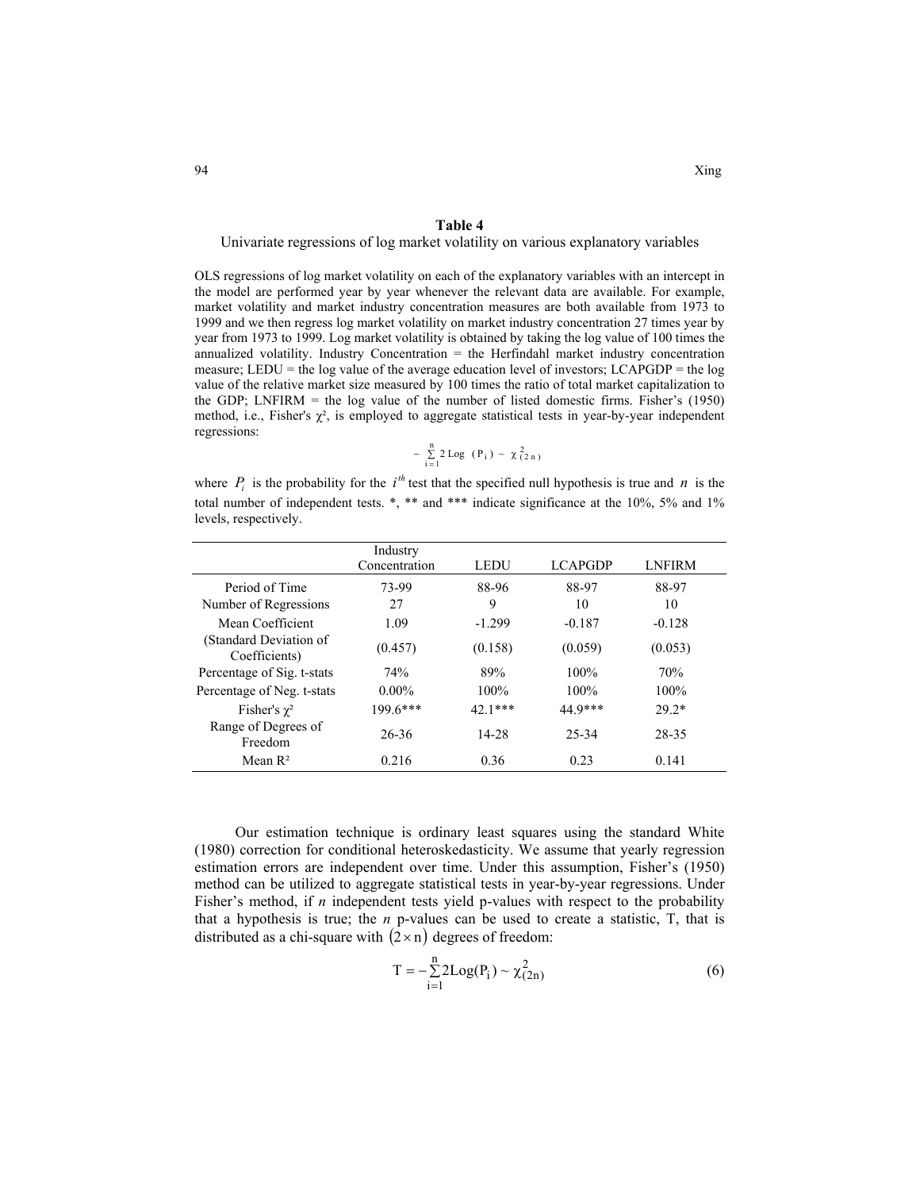**Table 4**

Univariate regressions of log market volatility on various explanatory variables

OLS regressions of log market volatility on each of the explanatory variables with an intercept in the model are performed year by year whenever the relevant data are available. For example, market volatility and market industry concentration measures are both available from 1973 to 1999 and we then regress log market volatility on market industry concentration 27 times year by year from 1973 to 1999. Log market volatility is obtained by taking the log value of 100 times the annualized volatility. Industry Concentration = the Herfindahl market industry concentration measure; LEDU = the log value of the average education level of investors; LCAPGDP = the log value of the relative market size measured by 100 times the ratio of total market capitalization to the GDP; LNFIRM = the log value of the number of listed domestic firms. Fisher's (1950) method, i.e., Fisher's $\chi^2$, is employed to aggregate statistical tests in year-by-year independent regressions:

$$-\sum_{i=1}^{n} 2\,\text{Log}\,(P_i) \sim \chi^2_{(2n)}$$

where $P_i$ is the probability for the $i^{th}$ test that the specified null hypothesis is true and $n$ is the total number of independent tests. *, ** and *** indicate significance at the 10%, 5% and 1% levels, respectively.

| | Industry Concentration | LEDU | LCAPGDP | LNFIRM |
|---|---|---|---|---|
| Period of Time | 73-99 | 88-96 | 88-97 | 88-97 |
| Number of Regressions | 27 | 9 | 10 | 10 |
| Mean Coefficient | 1.09 | -1.299 | -0.187 | -0.128 |
| (Standard Deviation of Coefficients) | (0.457) | (0.158) | (0.059) | (0.053) |
| Percentage of Sig. t-stats | 74% | 89% | 100% | 70% |
| Percentage of Neg. t-stats | 0.00% | 100% | 100% | 100% |
| Fisher's $\chi^2$ | 199.6*** | 42.1*** | 44.9*** | 29.2* |
| Range of Degrees of Freedom | 26-36 | 14-28 | 25-34 | 28-35 |
| Mean $R^2$ | 0.216 | 0.36 | 0.23 | 0.141 |

Our estimation technique is ordinary least squares using the standard White (1980) correction for conditional heteroskedasticity. We assume that yearly regression estimation errors are independent over time. Under this assumption, Fisher's (1950) method can be utilized to aggregate statistical tests in year-by-year regressions. Under Fisher's method, if *n* independent tests yield p-values with respect to the probability that a hypothesis is true; the *n* p-values can be used to create a statistic, T, that is distributed as a chi-square with $(2 \times n)$ degrees of freedom:

$$T = -\sum_{i=1}^{n} 2\text{Log}(P_i) \sim \chi^2_{(2n)} \tag{6}$$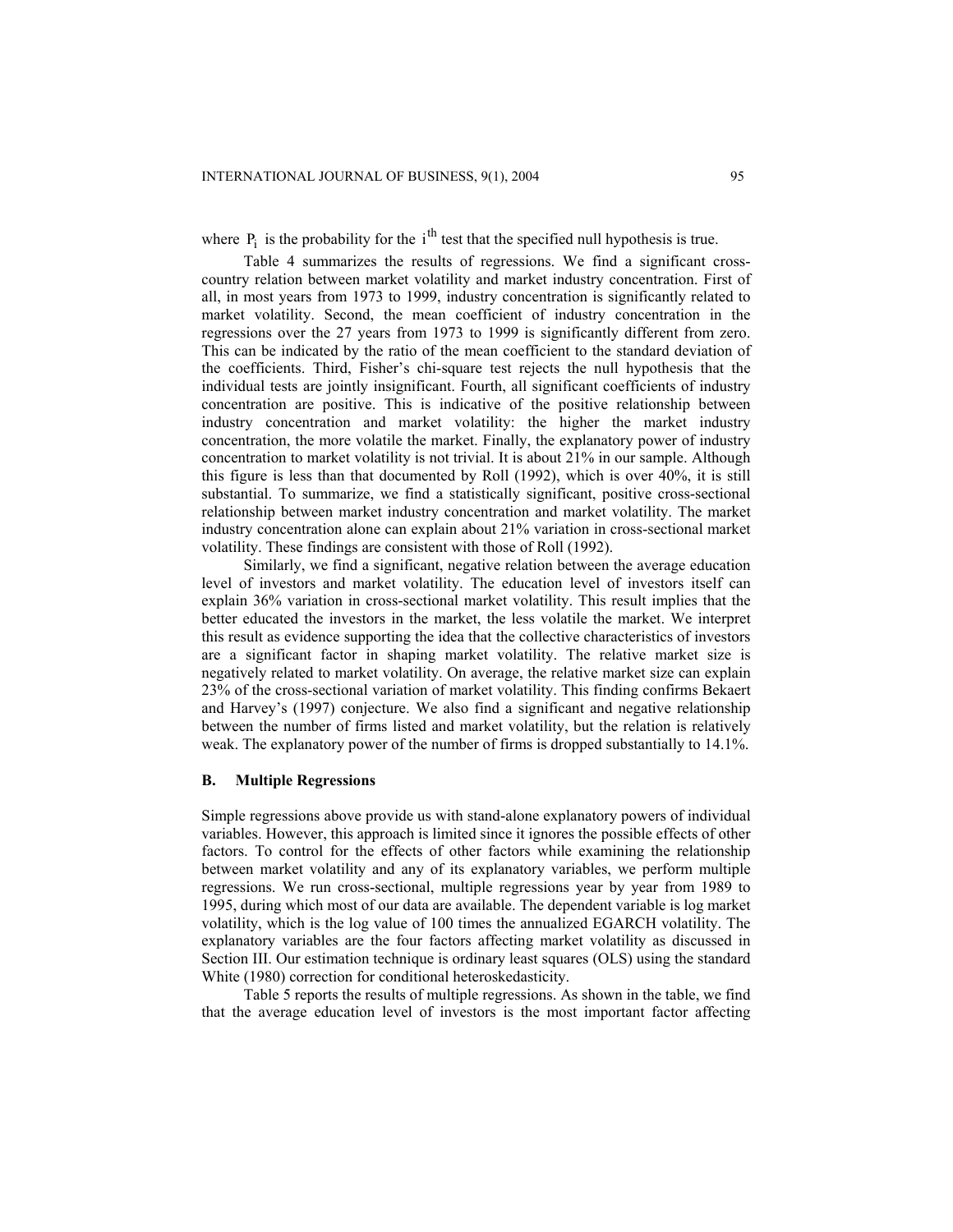where $P_i$ is the probability for the $i^{th}$ test that the specified null hypothesis is true.

Table 4 summarizes the results of regressions. We find a significant cross-country relation between market volatility and market industry concentration. First of all, in most years from 1973 to 1999, industry concentration is significantly related to market volatility. Second, the mean coefficient of industry concentration in the regressions over the 27 years from 1973 to 1999 is significantly different from zero. This can be indicated by the ratio of the mean coefficient to the standard deviation of the coefficients. Third, Fisher's chi-square test rejects the null hypothesis that the individual tests are jointly insignificant. Fourth, all significant coefficients of industry concentration are positive. This is indicative of the positive relationship between industry concentration and market volatility: the higher the market industry concentration, the more volatile the market. Finally, the explanatory power of industry concentration to market volatility is not trivial. It is about 21% in our sample. Although this figure is less than that documented by Roll (1992), which is over 40%, it is still substantial. To summarize, we find a statistically significant, positive cross-sectional relationship between market industry concentration and market volatility. The market industry concentration alone can explain about 21% variation in cross-sectional market volatility. These findings are consistent with those of Roll (1992).

Similarly, we find a significant, negative relation between the average education level of investors and market volatility. The education level of investors itself can explain 36% variation in cross-sectional market volatility. This result implies that the better educated the investors in the market, the less volatile the market. We interpret this result as evidence supporting the idea that the collective characteristics of investors are a significant factor in shaping market volatility. The relative market size is negatively related to market volatility. On average, the relative market size can explain 23% of the cross-sectional variation of market volatility. This finding confirms Bekaert and Harvey's (1997) conjecture. We also find a significant and negative relationship between the number of firms listed and market volatility, but the relation is relatively weak. The explanatory power of the number of firms is dropped substantially to 14.1%.

### B. Multiple Regressions

Simple regressions above provide us with stand-alone explanatory powers of individual variables. However, this approach is limited since it ignores the possible effects of other factors. To control for the effects of other factors while examining the relationship between market volatility and any of its explanatory variables, we perform multiple regressions. We run cross-sectional, multiple regressions year by year from 1989 to 1995, during which most of our data are available. The dependent variable is log market volatility, which is the log value of 100 times the annualized EGARCH volatility. The explanatory variables are the four factors affecting market volatility as discussed in Section III. Our estimation technique is ordinary least squares (OLS) using the standard White (1980) correction for conditional heteroskedasticity.

Table 5 reports the results of multiple regressions. As shown in the table, we find that the average education level of investors is the most important factor affecting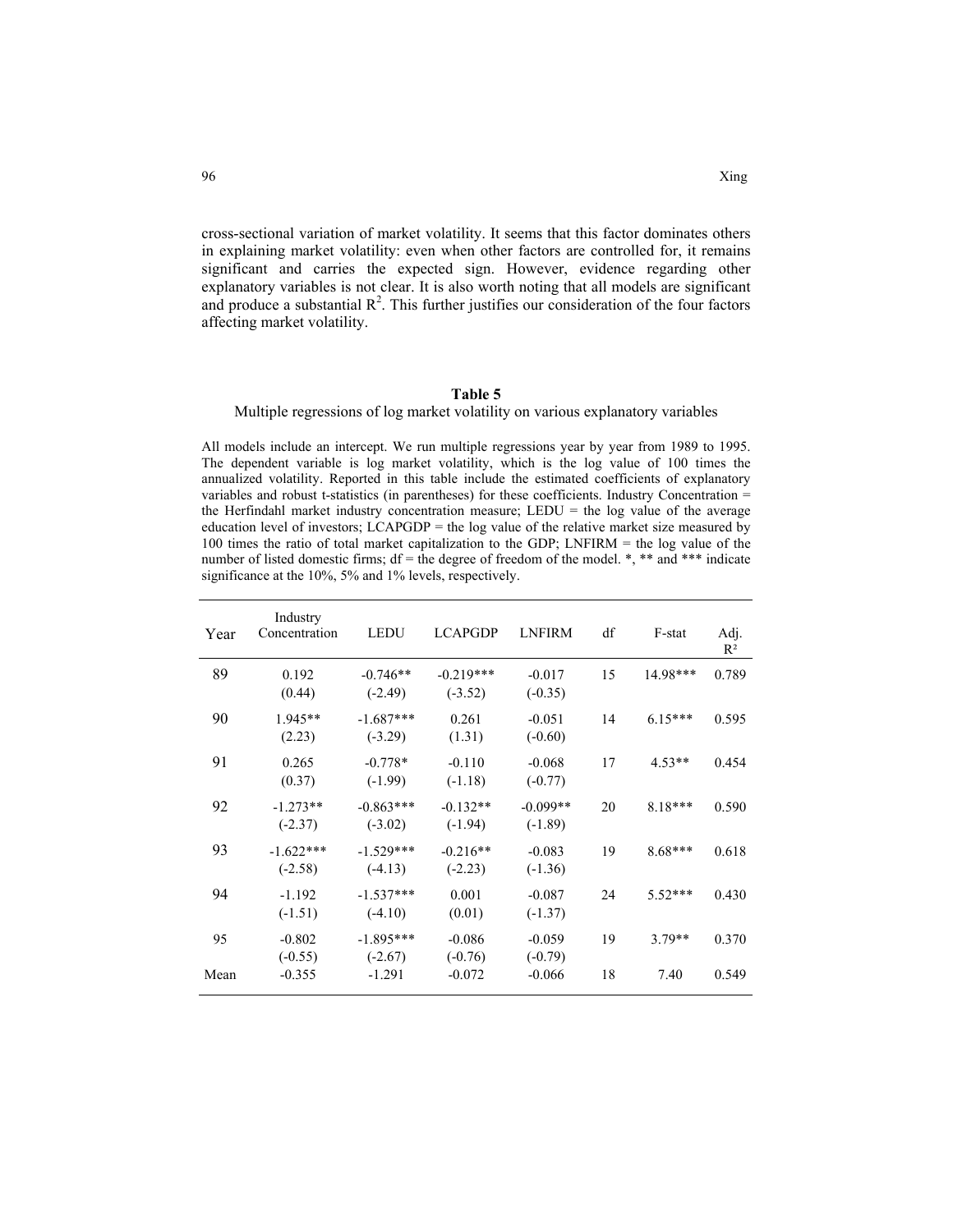cross-sectional variation of market volatility. It seems that this factor dominates others in explaining market volatility: even when other factors are controlled for, it remains significant and carries the expected sign. However, evidence regarding other explanatory variables is not clear. It is also worth noting that all models are significant and produce a substantial $R^2$. This further justifies our consideration of the four factors affecting market volatility.

**Table 5**

Multiple regressions of log market volatility on various explanatory variables

All models include an intercept. We run multiple regressions year by year from 1989 to 1995. The dependent variable is log market volatility, which is the log value of 100 times the annualized volatility. Reported in this table include the estimated coefficients of explanatory variables and robust t-statistics (in parentheses) for these coefficients. Industry Concentration = the Herfindahl market industry concentration measure; LEDU = the log value of the average education level of investors; LCAPGDP = the log value of the relative market size measured by 100 times the ratio of total market capitalization to the GDP; LNFIRM = the log value of the number of listed domestic firms; df = the degree of freedom of the model. *, ** and *** indicate significance at the 10%, 5% and 1% levels, respectively.

| Year | Industry Concentration | LEDU | LCAPGDP | LNFIRM | df | F-stat | Adj. $R^2$ |
|---|---|---|---|---|---|---|---|
| 89 | 0.192<br>(0.44) | -0.746**<br>(-2.49) | -0.219***<br>(-3.52) | -0.017<br>(-0.35) | 15 | 14.98*** | 0.789 |
| 90 | 1.945**<br>(2.23) | -1.687***<br>(-3.29) | 0.261<br>(1.31) | -0.051<br>(-0.60) | 14 | 6.15*** | 0.595 |
| 91 | 0.265<br>(0.37) | -0.778*<br>(-1.99) | -0.110<br>(-1.18) | -0.068<br>(-0.77) | 17 | 4.53** | 0.454 |
| 92 | -1.273**<br>(-2.37) | -0.863***<br>(-3.02) | -0.132**<br>(-1.94) | -0.099**<br>(-1.89) | 20 | 8.18*** | 0.590 |
| 93 | -1.622***<br>(-2.58) | -1.529***<br>(-4.13) | -0.216**<br>(-2.23) | -0.083<br>(-1.36) | 19 | 8.68*** | 0.618 |
| 94 | -1.192<br>(-1.51) | -1.537***<br>(-4.10) | 0.001<br>(0.01) | -0.087<br>(-1.37) | 24 | 5.52*** | 0.430 |
| 95 | -0.802<br>(-0.55) | -1.895***<br>(-2.67) | -0.086<br>(-0.76) | -0.059<br>(-0.79) | 19 | 3.79** | 0.370 |
| Mean | -0.355 | -1.291 | -0.072 | -0.066 | 18 | 7.40 | 0.549 |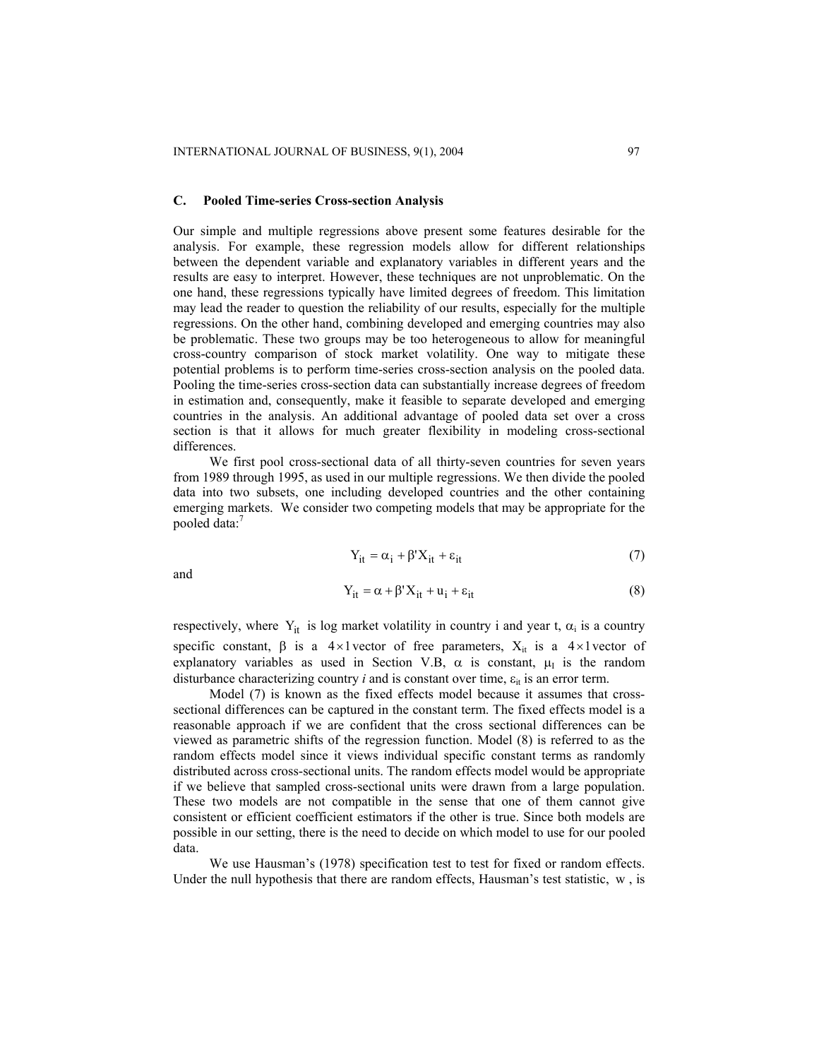### C. Pooled Time-series Cross-section Analysis

Our simple and multiple regressions above present some features desirable for the analysis. For example, these regression models allow for different relationships between the dependent variable and explanatory variables in different years and the results are easy to interpret. However, these techniques are not unproblematic. On the one hand, these regressions typically have limited degrees of freedom. This limitation may lead the reader to question the reliability of our results, especially for the multiple regressions. On the other hand, combining developed and emerging countries may also be problematic. These two groups may be too heterogeneous to allow for meaningful cross-country comparison of stock market volatility. One way to mitigate these potential problems is to perform time-series cross-section analysis on the pooled data. Pooling the time-series cross-section data can substantially increase degrees of freedom in estimation and, consequently, make it feasible to separate developed and emerging countries in the analysis. An additional advantage of pooled data set over a cross section is that it allows for much greater flexibility in modeling cross-sectional differences.

We first pool cross-sectional data of all thirty-seven countries for seven years from 1989 through 1995, as used in our multiple regressions. We then divide the pooled data into two subsets, one including developed countries and the other containing emerging markets. We consider two competing models that may be appropriate for the pooled data:[7]

$$Y_{it} = \alpha_i + \beta' X_{it} + \varepsilon_{it} \tag{7}$$

and

$$Y_{it} = \alpha + \beta' X_{it} + u_i + \varepsilon_{it} \tag{8}$$

respectively, where $Y_{it}$ is log market volatility in country i and year t, $\alpha_i$ is a country specific constant, $\beta$ is a $4 \times 1$ vector of free parameters, $X_{it}$ is a $4 \times 1$ vector of explanatory variables as used in Section V.B, $\alpha$ is constant, $\mu_I$ is the random disturbance characterizing country *i* and is constant over time, $\varepsilon_{it}$ is an error term.

Model (7) is known as the fixed effects model because it assumes that cross-sectional differences can be captured in the constant term. The fixed effects model is a reasonable approach if we are confident that the cross sectional differences can be viewed as parametric shifts of the regression function. Model (8) is referred to as the random effects model since it views individual specific constant terms as randomly distributed across cross-sectional units. The random effects model would be appropriate if we believe that sampled cross-sectional units were drawn from a large population. These two models are not compatible in the sense that one of them cannot give consistent or efficient coefficient estimators if the other is true. Since both models are possible in our setting, there is the need to decide on which model to use for our pooled data.

We use Hausman's (1978) specification test to test for fixed or random effects. Under the null hypothesis that there are random effects, Hausman's test statistic, $w$, is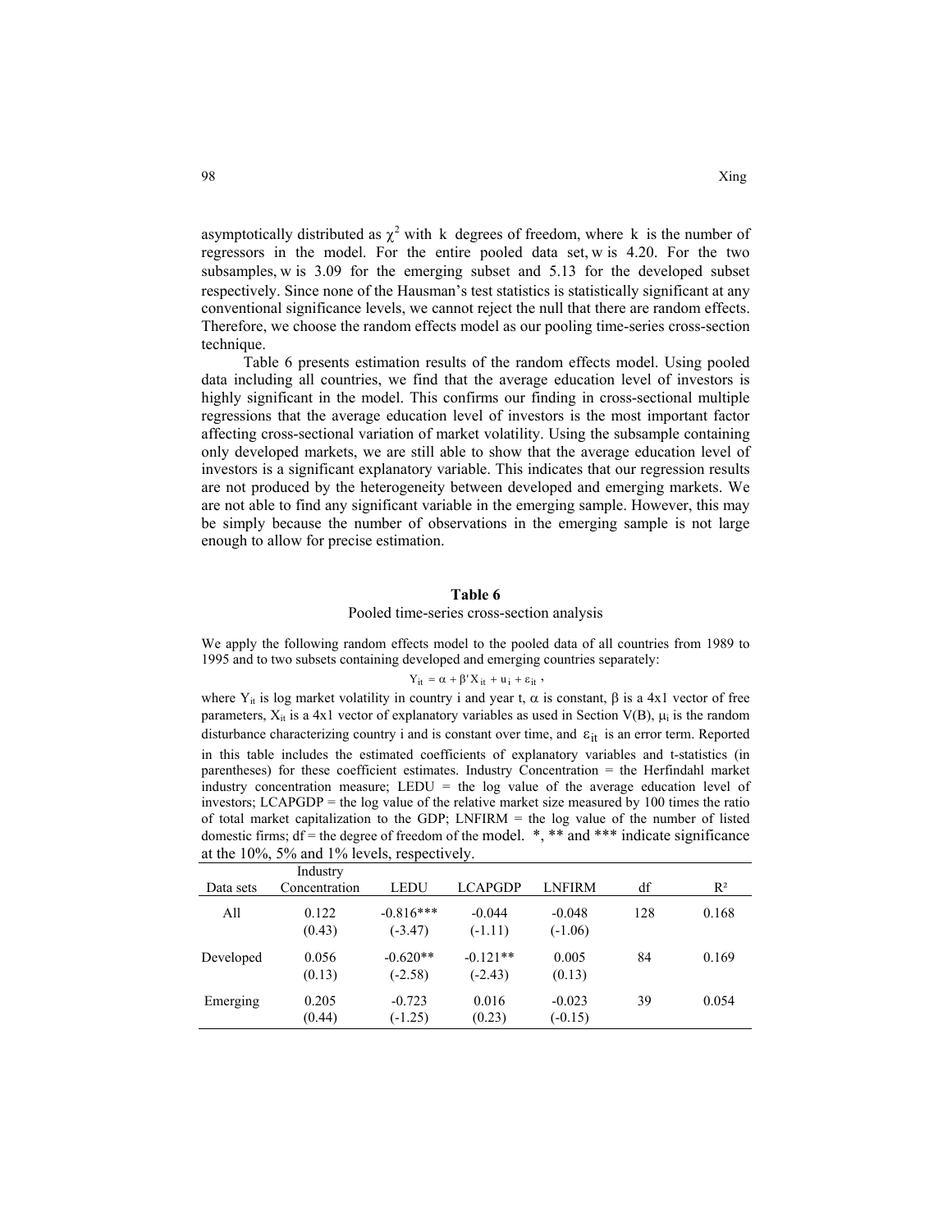asymptotically distributed as $\chi^2$ with $k$ degrees of freedom, where $k$ is the number of regressors in the model. For the entire pooled data set, $w$ is 4.20. For the two subsamples, $w$ is 3.09 for the emerging subset and 5.13 for the developed subset respectively. Since none of the Hausman's test statistics is statistically significant at any conventional significance levels, we cannot reject the null that there are random effects. Therefore, we choose the random effects model as our pooling time-series cross-section technique.

Table 6 presents estimation results of the random effects model. Using pooled data including all countries, we find that the average education level of investors is highly significant in the model. This confirms our finding in cross-sectional multiple regressions that the average education level of investors is the most important factor affecting cross-sectional variation of market volatility. Using the subsample containing only developed markets, we are still able to show that the average education level of investors is a significant explanatory variable. This indicates that our regression results are not produced by the heterogeneity between developed and emerging markets. We are not able to find any significant variable in the emerging sample. However, this may be simply because the number of observations in the emerging sample is not large enough to allow for precise estimation.

**Table 6**

Pooled time-series cross-section analysis

We apply the following random effects model to the pooled data of all countries from 1989 to 1995 and to two subsets containing developed and emerging countries separately:

$$Y_{it} = \alpha + \beta' X_{it} + u_i + \varepsilon_{it},$$

where $Y_{it}$ is log market volatility in country i and year t, $\alpha$ is constant, $\beta$ is a 4x1 vector of free parameters, $X_{it}$ is a 4x1 vector of explanatory variables as used in Section V(B), $\mu_i$ is the random disturbance characterizing country i and is constant over time, and $\varepsilon_{it}$ is an error term. Reported in this table includes the estimated coefficients of explanatory variables and t-statistics (in parentheses) for these coefficient estimates. Industry Concentration = the Herfindahl market industry concentration measure; LEDU = the log value of the average education level of investors; LCAPGDP = the log value of the relative market size measured by 100 times the ratio of total market capitalization to the GDP; LNFIRM = the log value of the number of listed domestic firms; df = the degree of freedom of the model. *, ** and *** indicate significance at the 10%, 5% and 1% levels, respectively.

| Data sets | Industry Concentration | LEDU | LCAPGDP | LNFIRM | df | $R^2$ |
|---|---|---|---|---|---|---|
| All | 0.122 | -0.816*** | -0.044 | -0.048 | 128 | 0.168 |
| | (0.43) | (-3.47) | (-1.11) | (-1.06) | | |
| Developed | 0.056 | -0.620** | -0.121** | 0.005 | 84 | 0.169 |
| | (0.13) | (-2.58) | (-2.43) | (0.13) | | |
| Emerging | 0.205 | -0.723 | 0.016 | -0.023 | 39 | 0.054 |
| | (0.44) | (-1.25) | (0.23) | (-0.15) | | |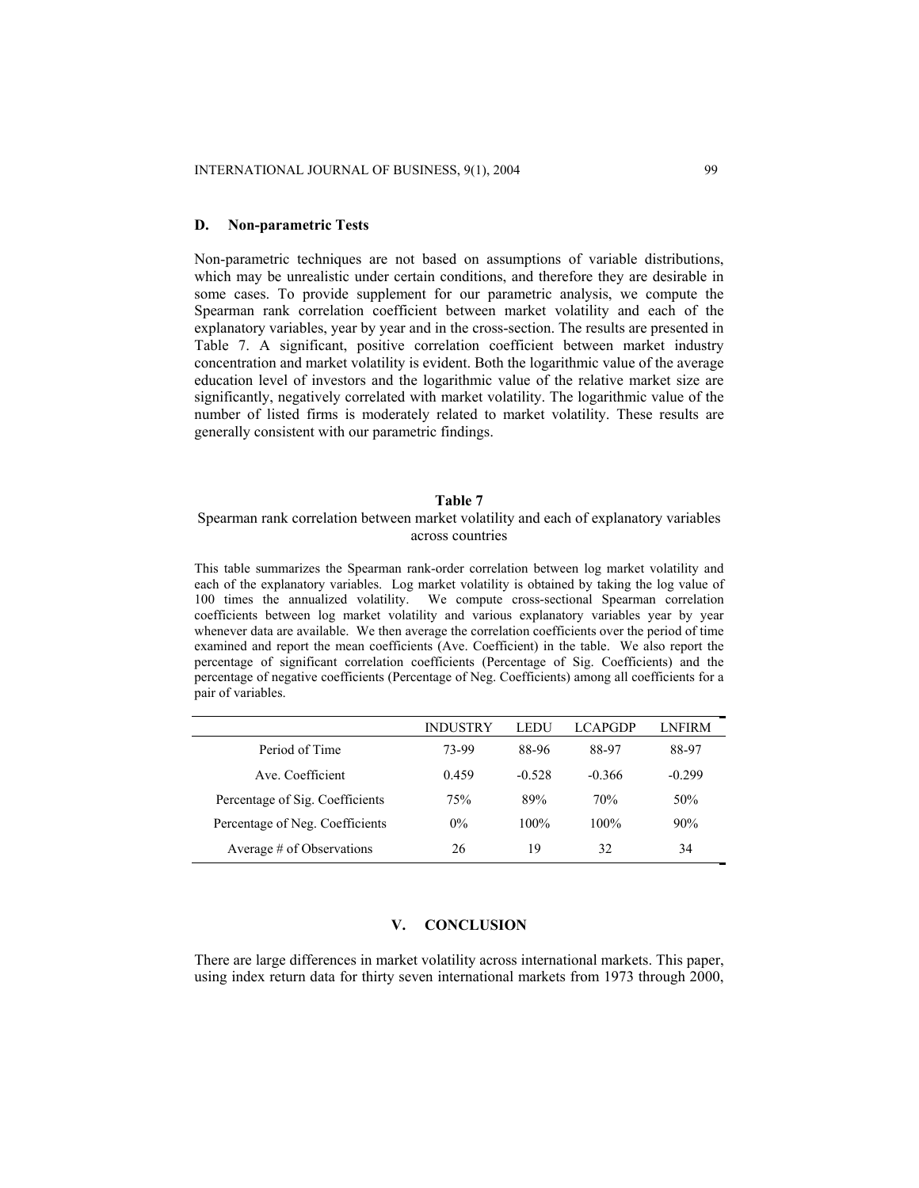### D. Non-parametric Tests

Non-parametric techniques are not based on assumptions of variable distributions, which may be unrealistic under certain conditions, and therefore they are desirable in some cases. To provide supplement for our parametric analysis, we compute the Spearman rank correlation coefficient between market volatility and each of the explanatory variables, year by year and in the cross-section. The results are presented in Table 7. A significant, positive correlation coefficient between market industry concentration and market volatility is evident. Both the logarithmic value of the average education level of investors and the logarithmic value of the relative market size are significantly, negatively correlated with market volatility. The logarithmic value of the number of listed firms is moderately related to market volatility. These results are generally consistent with our parametric findings.

**Table 7**

Spearman rank correlation between market volatility and each of explanatory variables across countries

This table summarizes the Spearman rank-order correlation between log market volatility and each of the explanatory variables. Log market volatility is obtained by taking the log value of 100 times the annualized volatility. We compute cross-sectional Spearman correlation coefficients between log market volatility and various explanatory variables year by year whenever data are available. We then average the correlation coefficients over the period of time examined and report the mean coefficients (Ave. Coefficient) in the table. We also report the percentage of significant correlation coefficients (Percentage of Sig. Coefficients) and the percentage of negative coefficients (Percentage of Neg. Coefficients) among all coefficients for a pair of variables.

| | INDUSTRY | LEDU | LCAPGDP | LNFIRM |
|---|---|---|---|---|
| Period of Time | 73-99 | 88-96 | 88-97 | 88-97 |
| Ave. Coefficient | 0.459 | -0.528 | -0.366 | -0.299 |
| Percentage of Sig. Coefficients | 75% | 89% | 70% | 50% |
| Percentage of Neg. Coefficients | 0% | 100% | 100% | 90% |
| Average # of Observations | 26 | 19 | 32 | 34 |

## V. CONCLUSION

There are large differences in market volatility across international markets. This paper, using index return data for thirty seven international markets from 1973 through 2000,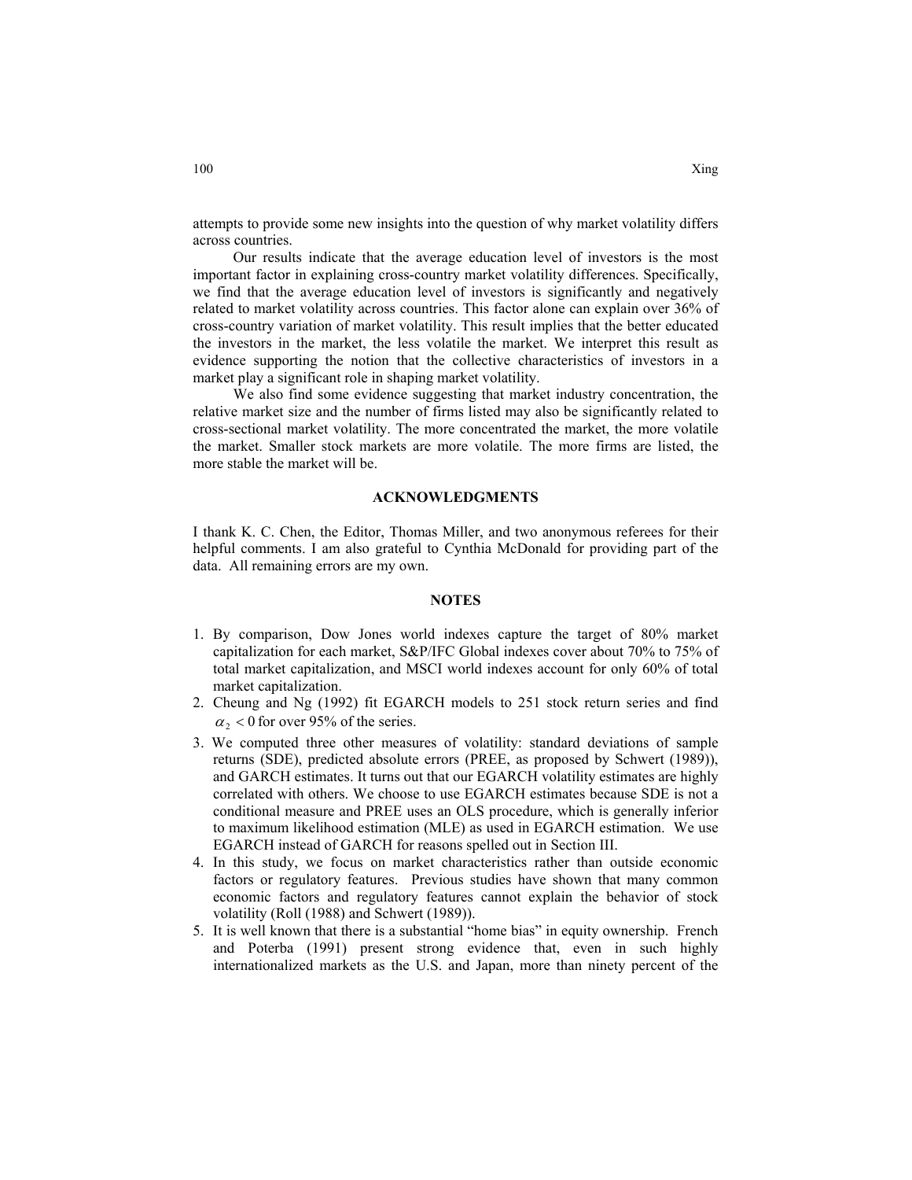attempts to provide some new insights into the question of why market volatility differs across countries.

Our results indicate that the average education level of investors is the most important factor in explaining cross-country market volatility differences. Specifically, we find that the average education level of investors is significantly and negatively related to market volatility across countries. This factor alone can explain over 36% of cross-country variation of market volatility. This result implies that the better educated the investors in the market, the less volatile the market. We interpret this result as evidence supporting the notion that the collective characteristics of investors in a market play a significant role in shaping market volatility.

We also find some evidence suggesting that market industry concentration, the relative market size and the number of firms listed may also be significantly related to cross-sectional market volatility. The more concentrated the market, the more volatile the market. Smaller stock markets are more volatile. The more firms are listed, the more stable the market will be.

## ACKNOWLEDGMENTS

I thank K. C. Chen, the Editor, Thomas Miller, and two anonymous referees for their helpful comments. I am also grateful to Cynthia McDonald for providing part of the data. All remaining errors are my own.

## NOTES

1. By comparison, Dow Jones world indexes capture the target of 80% market capitalization for each market, S&P/IFC Global indexes cover about 70% to 75% of total market capitalization, and MSCI world indexes account for only 60% of total market capitalization.
2. Cheung and Ng (1992) fit EGARCH models to 251 stock return series and find $\alpha_2 < 0$ for over 95% of the series.
3. We computed three other measures of volatility: standard deviations of sample returns (SDE), predicted absolute errors (PREE, as proposed by Schwert (1989)), and GARCH estimates. It turns out that our EGARCH volatility estimates are highly correlated with others. We choose to use EGARCH estimates because SDE is not a conditional measure and PREE uses an OLS procedure, which is generally inferior to maximum likelihood estimation (MLE) as used in EGARCH estimation. We use EGARCH instead of GARCH for reasons spelled out in Section III.
4. In this study, we focus on market characteristics rather than outside economic factors or regulatory features. Previous studies have shown that many common economic factors and regulatory features cannot explain the behavior of stock volatility (Roll (1988) and Schwert (1989)).
5. It is well known that there is a substantial "home bias" in equity ownership. French and Poterba (1991) present strong evidence that, even in such highly internationalized markets as the U.S. and Japan, more than ninety percent of the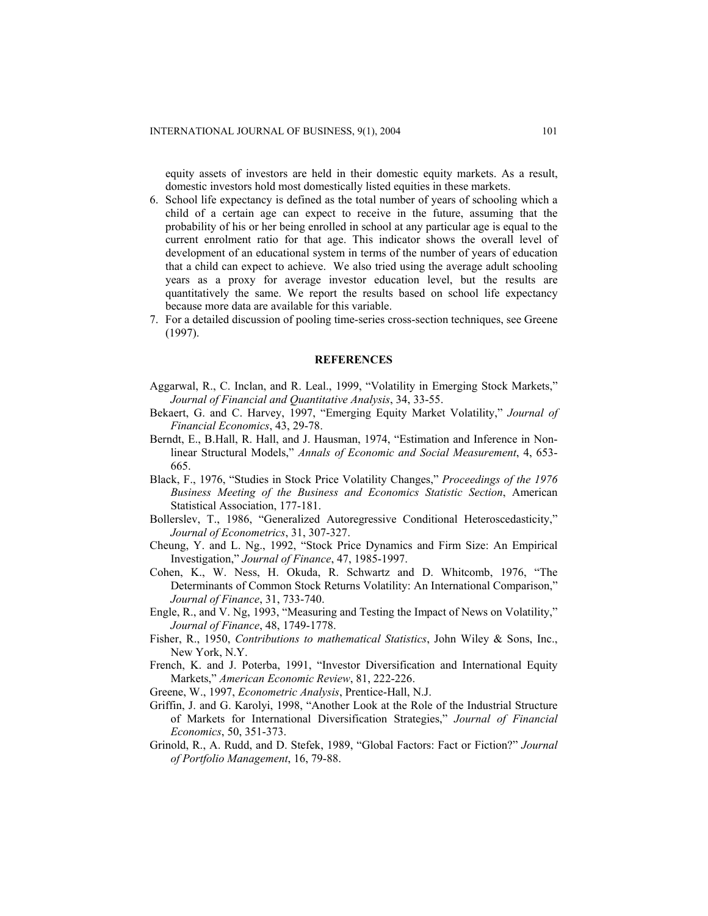equity assets of investors are held in their domestic equity markets. As a result, domestic investors hold most domestically listed equities in these markets.

6. School life expectancy is defined as the total number of years of schooling which a child of a certain age can expect to receive in the future, assuming that the probability of his or her being enrolled in school at any particular age is equal to the current enrolment ratio for that age. This indicator shows the overall level of development of an educational system in terms of the number of years of education that a child can expect to achieve. We also tried using the average adult schooling years as a proxy for average investor education level, but the results are quantitatively the same. We report the results based on school life expectancy because more data are available for this variable.
7. For a detailed discussion of pooling time-series cross-section techniques, see Greene (1997).

## REFERENCES

Aggarwal, R., C. Inclan, and R. Leal., 1999, "Volatility in Emerging Stock Markets," *Journal of Financial and Quantitative Analysis*, 34, 33-55.

Bekaert, G. and C. Harvey, 1997, "Emerging Equity Market Volatility," *Journal of Financial Economics*, 43, 29-78.

Berndt, E., B.Hall, R. Hall, and J. Hausman, 1974, "Estimation and Inference in Non-linear Structural Models," *Annals of Economic and Social Measurement*, 4, 653-665.

Black, F., 1976, "Studies in Stock Price Volatility Changes," *Proceedings of the 1976 Business Meeting of the Business and Economics Statistic Section*, American Statistical Association, 177-181.

Bollerslev, T., 1986, "Generalized Autoregressive Conditional Heteroscedasticity," *Journal of Econometrics*, 31, 307-327.

Cheung, Y. and L. Ng., 1992, "Stock Price Dynamics and Firm Size: An Empirical Investigation," *Journal of Finance*, 47, 1985-1997.

Cohen, K., W. Ness, H. Okuda, R. Schwartz and D. Whitcomb, 1976, "The Determinants of Common Stock Returns Volatility: An International Comparison," *Journal of Finance*, 31, 733-740.

Engle, R., and V. Ng, 1993, "Measuring and Testing the Impact of News on Volatility," *Journal of Finance*, 48, 1749-1778.

Fisher, R., 1950, *Contributions to mathematical Statistics*, John Wiley & Sons, Inc., New York, N.Y.

French, K. and J. Poterba, 1991, "Investor Diversification and International Equity Markets," *American Economic Review*, 81, 222-226.

Greene, W., 1997, *Econometric Analysis*, Prentice-Hall, N.J.

Griffin, J. and G. Karolyi, 1998, "Another Look at the Role of the Industrial Structure of Markets for International Diversification Strategies," *Journal of Financial Economics*, 50, 351-373.

Grinold, R., A. Rudd, and D. Stefek, 1989, "Global Factors: Fact or Fiction?" *Journal of Portfolio Management*, 16, 79-88.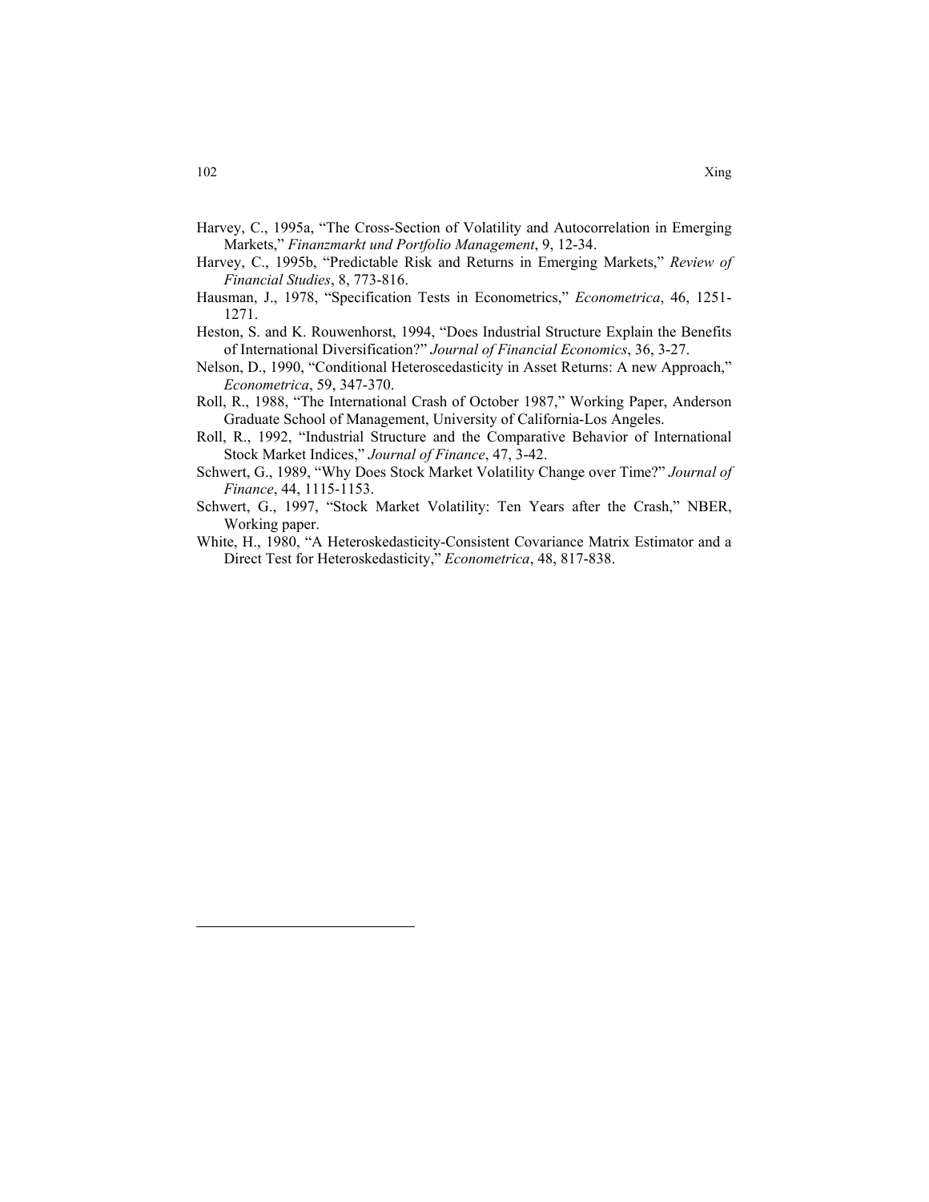Harvey, C., 1995a, "The Cross-Section of Volatility and Autocorrelation in Emerging Markets," *Finanzmarkt und Portfolio Management*, 9, 12-34.

Harvey, C., 1995b, "Predictable Risk and Returns in Emerging Markets," *Review of Financial Studies*, 8, 773-816.

Hausman, J., 1978, "Specification Tests in Econometrics," *Econometrica*, 46, 1251-1271.

Heston, S. and K. Rouwenhorst, 1994, "Does Industrial Structure Explain the Benefits of International Diversification?" *Journal of Financial Economics*, 36, 3-27.

Nelson, D., 1990, "Conditional Heteroscedasticity in Asset Returns: A new Approach," *Econometrica*, 59, 347-370.

Roll, R., 1988, "The International Crash of October 1987," Working Paper, Anderson Graduate School of Management, University of California-Los Angeles.

Roll, R., 1992, "Industrial Structure and the Comparative Behavior of International Stock Market Indices," *Journal of Finance*, 47, 3-42.

Schwert, G., 1989, "Why Does Stock Market Volatility Change over Time?" *Journal of Finance*, 44, 1115-1153.

Schwert, G., 1997, "Stock Market Volatility: Ten Years after the Crash," NBER, Working paper.

White, H., 1980, "A Heteroskedasticity-Consistent Covariance Matrix Estimator and a Direct Test for Heteroskedasticity," *Econometrica*, 48, 817-838.